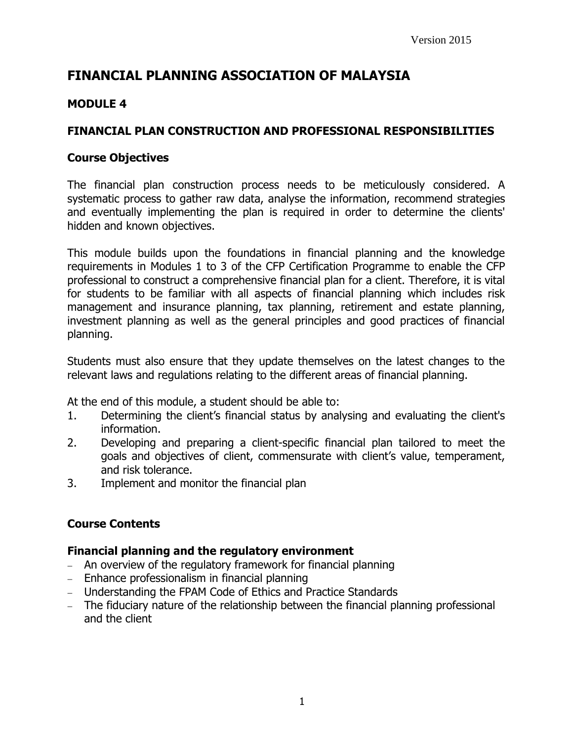Version 2015

# FINANCIAL PLANNING ASSOCIATION OF MALAYSIA

## MODULE 4

## FINANCIAL PLAN CONSTRUCTION AND PROFESSIONAL RESPONSIBILITIES

### Course Objectives

The financial plan construction process needs to be meticulously considered. A systematic process to gather raw data, analyse the information, recommend strategies and eventually implementing the plan is required in order to determine the clients' hidden and known objectives.

This module builds upon the foundations in financial planning and the knowledge requirements in Modules 1 to 3 of the CFP Certification Programme to enable the CFP professional to construct a comprehensive financial plan for a client. Therefore, it is vital for students to be familiar with all aspects of financial planning which includes risk management and insurance planning, tax planning, retirement and estate planning, investment planning as well as the general principles and good practices of financial planning.

Students must also ensure that they update themselves on the latest changes to the relevant laws and regulations relating to the different areas of financial planning.

At the end of this module, a student should be able to:

1. Determining the client's financial status by analysing and evaluating the client's information.
2. Developing and preparing a client-specific financial plan tailored to meet the goals and objectives of client, commensurate with client's value, temperament, and risk tolerance.
3. Implement and monitor the financial plan

### Course Contents

#### Financial planning and the regulatory environment

- An overview of the regulatory framework for financial planning
- Enhance professionalism in financial planning
- Understanding the FPAM Code of Ethics and Practice Standards
- The fiduciary nature of the relationship between the financial planning professional and the client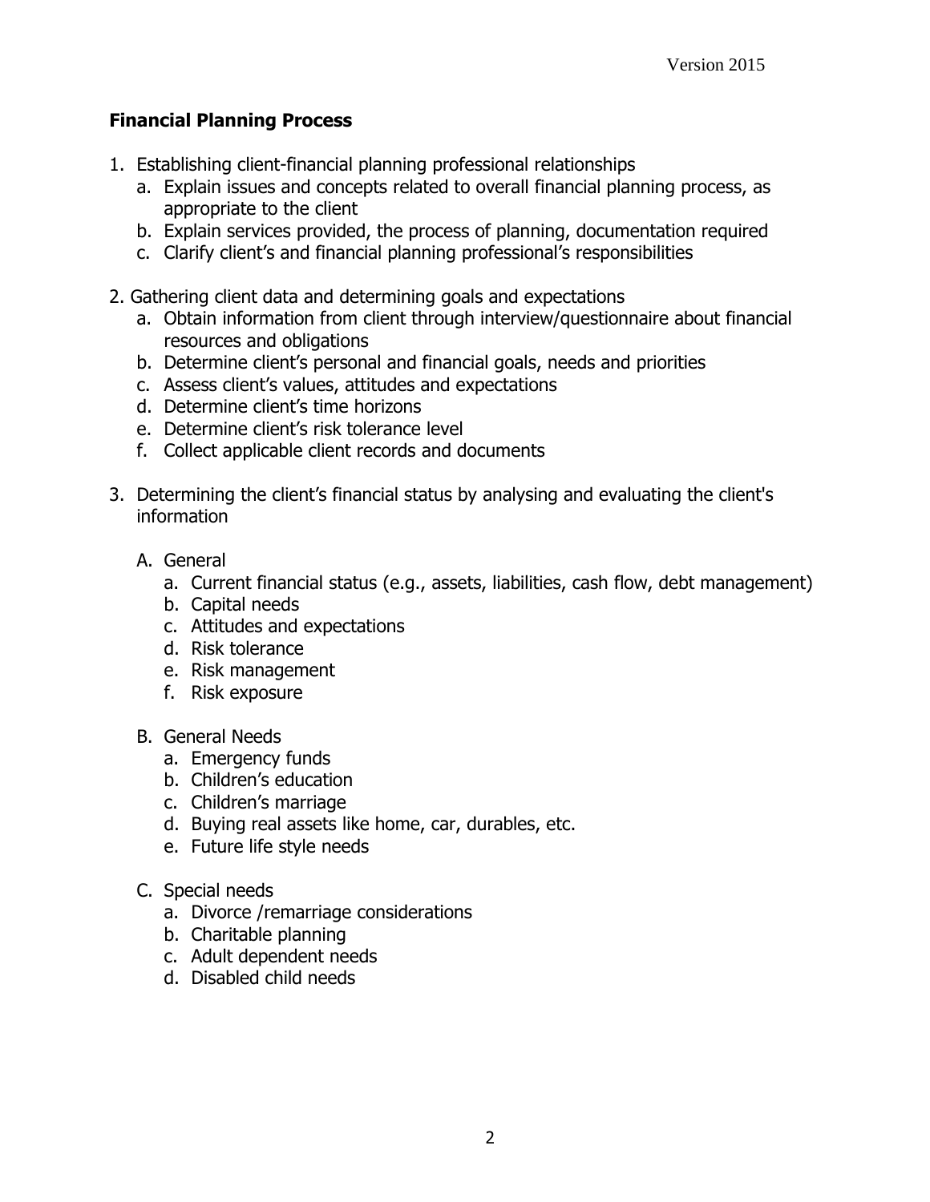## Financial Planning Process

1. Establishing client-financial planning professional relationships
   a. Explain issues and concepts related to overall financial planning process, as appropriate to the client
   b. Explain services provided, the process of planning, documentation required
   c. Clarify client's and financial planning professional's responsibilities

2. Gathering client data and determining goals and expectations
   a. Obtain information from client through interview/questionnaire about financial resources and obligations
   b. Determine client's personal and financial goals, needs and priorities
   c. Assess client's values, attitudes and expectations
   d. Determine client's time horizons
   e. Determine client's risk tolerance level
   f. Collect applicable client records and documents

3. Determining the client's financial status by analysing and evaluating the client's information

   A. General
      a. Current financial status (e.g., assets, liabilities, cash flow, debt management)
      b. Capital needs
      c. Attitudes and expectations
      d. Risk tolerance
      e. Risk management
      f. Risk exposure

   B. General Needs
      a. Emergency funds
      b. Children's education
      c. Children's marriage
      d. Buying real assets like home, car, durables, etc.
      e. Future life style needs

   C. Special needs
      a. Divorce /remarriage considerations
      b. Charitable planning
      c. Adult dependent needs
      d. Disabled child needs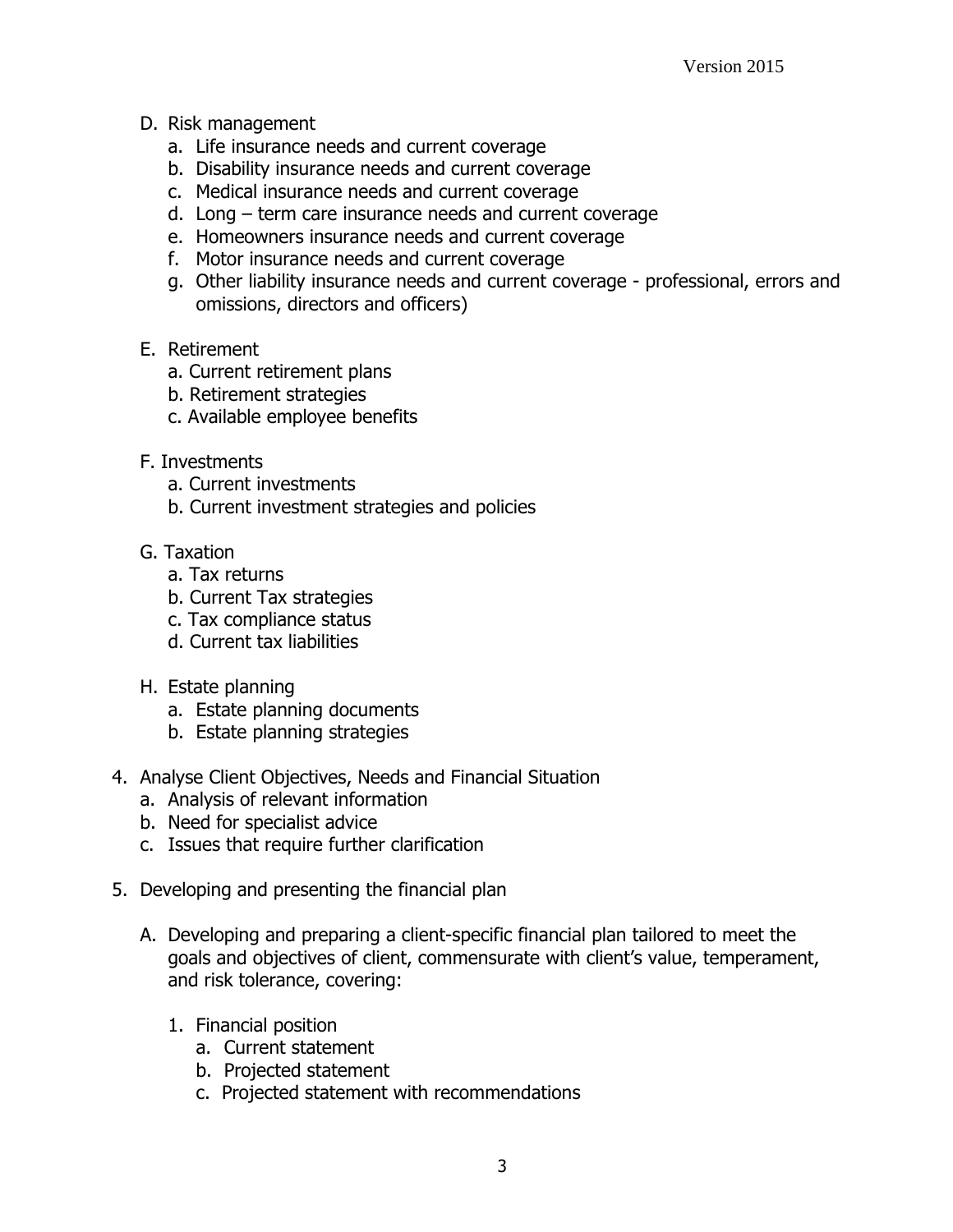D. Risk management
   a. Life insurance needs and current coverage
   b. Disability insurance needs and current coverage
   c. Medical insurance needs and current coverage
   d. Long – term care insurance needs and current coverage
   e. Homeowners insurance needs and current coverage
   f. Motor insurance needs and current coverage
   g. Other liability insurance needs and current coverage - professional, errors and omissions, directors and officers)

E. Retirement
   a. Current retirement plans
   b. Retirement strategies
   c. Available employee benefits

F. Investments
   a. Current investments
   b. Current investment strategies and policies

G. Taxation
   a. Tax returns
   b. Current Tax strategies
   c. Tax compliance status
   d. Current tax liabilities

H. Estate planning
   a. Estate planning documents
   b. Estate planning strategies

4. Analyse Client Objectives, Needs and Financial Situation
   a. Analysis of relevant information
   b. Need for specialist advice
   c. Issues that require further clarification

5. Developing and presenting the financial plan

   A. Developing and preparing a client-specific financial plan tailored to meet the goals and objectives of client, commensurate with client's value, temperament, and risk tolerance, covering:

      1. Financial position
         a. Current statement
         b. Projected statement
         c. Projected statement with recommendations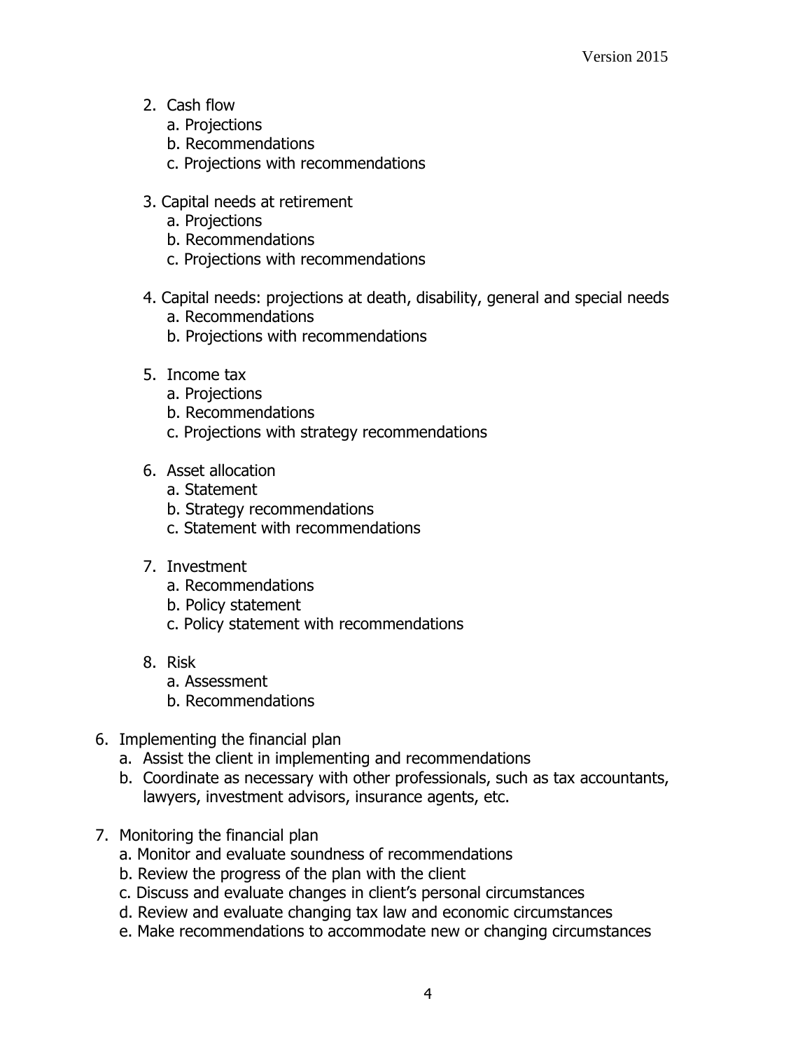2. Cash flow
    a. Projections
    b. Recommendations
    c. Projections with recommendations

3. Capital needs at retirement
    a. Projections
    b. Recommendations
    c. Projections with recommendations

4. Capital needs: projections at death, disability, general and special needs
    a. Recommendations
    b. Projections with recommendations

5. Income tax
    a. Projections
    b. Recommendations
    c. Projections with strategy recommendations

6. Asset allocation
    a. Statement
    b. Strategy recommendations
    c. Statement with recommendations

7. Investment
    a. Recommendations
    b. Policy statement
    c. Policy statement with recommendations

8. Risk
    a. Assessment
    b. Recommendations

6. Implementing the financial plan
    a. Assist the client in implementing and recommendations
    b. Coordinate as necessary with other professionals, such as tax accountants, lawyers, investment advisors, insurance agents, etc.

7. Monitoring the financial plan
    a. Monitor and evaluate soundness of recommendations
    b. Review the progress of the plan with the client
    c. Discuss and evaluate changes in client's personal circumstances
    d. Review and evaluate changing tax law and economic circumstances
    e. Make recommendations to accommodate new or changing circumstances